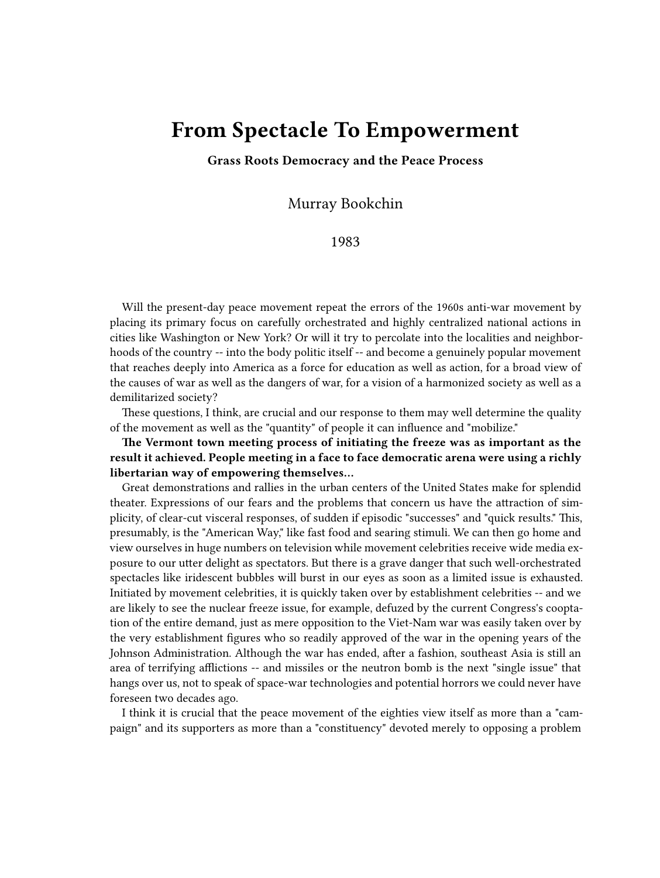# From Spectacle To Empowerment

**Grass Roots Democracy and the Peace Process**

Murray Bookchin

1983

Will the present-day peace movement repeat the errors of the 1960s anti-war movement by placing its primary focus on carefully orchestrated and highly centralized national actions in cities like Washington or New York? Or will it try to percolate into the localities and neighborhoods of the country -- into the body politic itself -- and become a genuinely popular movement that reaches deeply into America as a force for education as well as action, for a broad view of the causes of war as well as the dangers of war, for a vision of a harmonized society as well as a demilitarized society?

These questions, I think, are crucial and our response to them may well determine the quality of the movement as well as the "quantity" of people it can influence and "mobilize."

**The Vermont town meeting process of initiating the freeze was as important as the result it achieved. People meeting in a face to face democratic arena were using a richly libertarian way of empowering themselves…**

Great demonstrations and rallies in the urban centers of the United States make for splendid theater. Expressions of our fears and the problems that concern us have the attraction of simplicity, of clear-cut visceral responses, of sudden if episodic "successes" and "quick results." This, presumably, is the "American Way," like fast food and searing stimuli. We can then go home and view ourselves in huge numbers on television while movement celebrities receive wide media exposure to our utter delight as spectators. But there is a grave danger that such well-orchestrated spectacles like iridescent bubbles will burst in our eyes as soon as a limited issue is exhausted. Initiated by movement celebrities, it is quickly taken over by establishment celebrities -- and we are likely to see the nuclear freeze issue, for example, defuzed by the current Congress's cooptation of the entire demand, just as mere opposition to the Viet-Nam war was easily taken over by the very establishment figures who so readily approved of the war in the opening years of the Johnson Administration. Although the war has ended, after a fashion, southeast Asia is still an area of terrifying afflictions -- and missiles or the neutron bomb is the next "single issue" that hangs over us, not to speak of space-war technologies and potential horrors we could never have foreseen two decades ago.

I think it is crucial that the peace movement of the eighties view itself as more than a "campaign" and its supporters as more than a "constituency" devoted merely to opposing a problem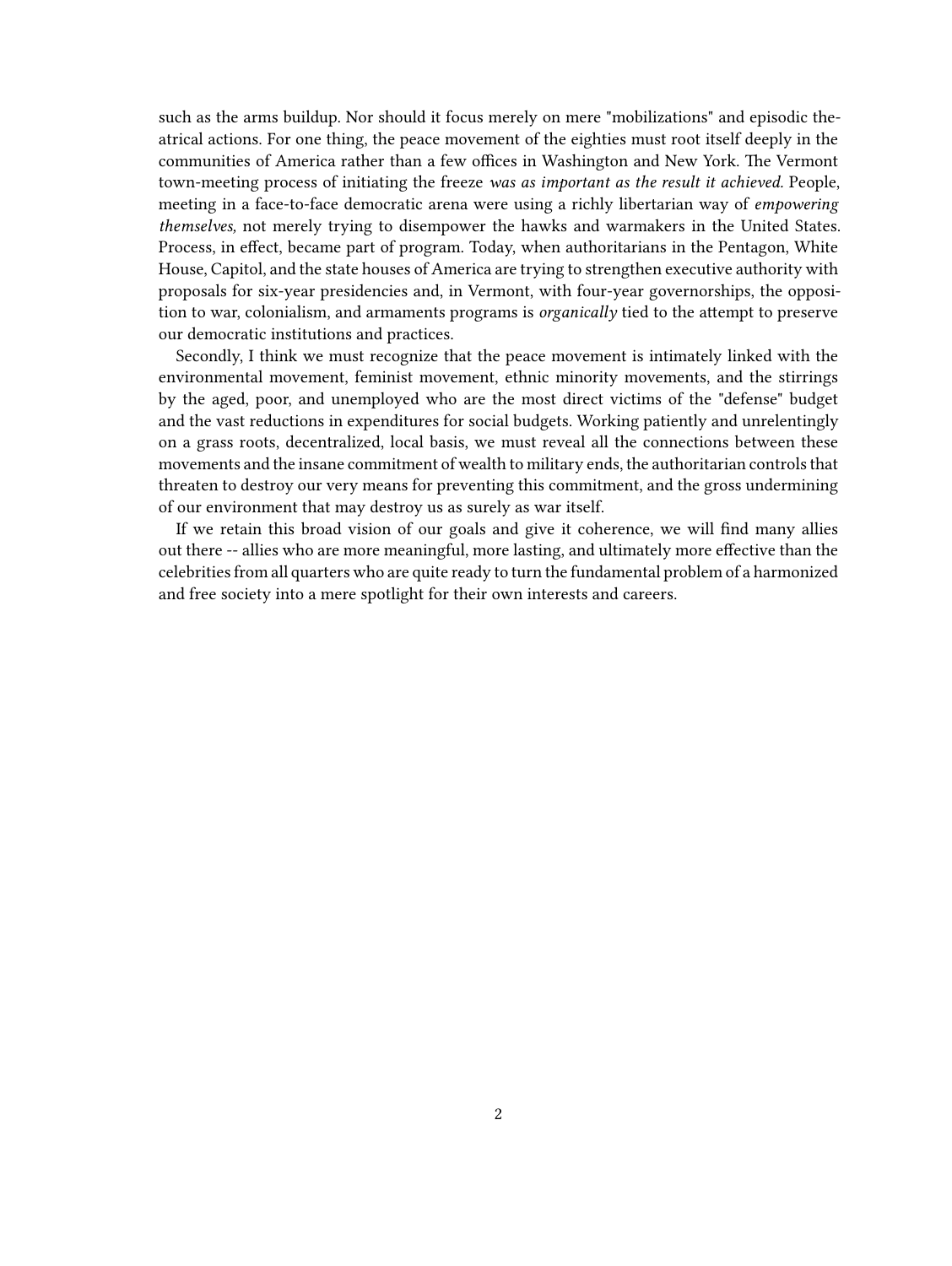such as the arms buildup. Nor should it focus merely on mere "mobilizations" and episodic theatrical actions. For one thing, the peace movement of the eighties must root itself deeply in the communities of America rather than a few offices in Washington and New York. The Vermont town-meeting process of initiating the freeze *was as important as the result it achieved.* People, meeting in a face-to-face democratic arena were using a richly libertarian way of *empowering themselves,* not merely trying to disempower the hawks and warmakers in the United States. Process, in effect, became part of program. Today, when authoritarians in the Pentagon, White House, Capitol, and the state houses of America are trying to strengthen executive authority with proposals for six-year presidencies and, in Vermont, with four-year governorships, the opposition to war, colonialism, and armaments programs is *organically* tied to the attempt to preserve our democratic institutions and practices.

Secondly, I think we must recognize that the peace movement is intimately linked with the environmental movement, feminist movement, ethnic minority movements, and the stirrings by the aged, poor, and unemployed who are the most direct victims of the "defense" budget and the vast reductions in expenditures for social budgets. Working patiently and unrelentingly on a grass roots, decentralized, local basis, we must reveal all the connections between these movements and the insane commitment of wealth to military ends, the authoritarian controls that threaten to destroy our very means for preventing this commitment, and the gross undermining of our environment that may destroy us as surely as war itself.

If we retain this broad vision of our goals and give it coherence, we will find many allies out there -- allies who are more meaningful, more lasting, and ultimately more effective than the celebrities from all quarters who are quite ready to turn the fundamental problem of a harmonized and free society into a mere spotlight for their own interests and careers.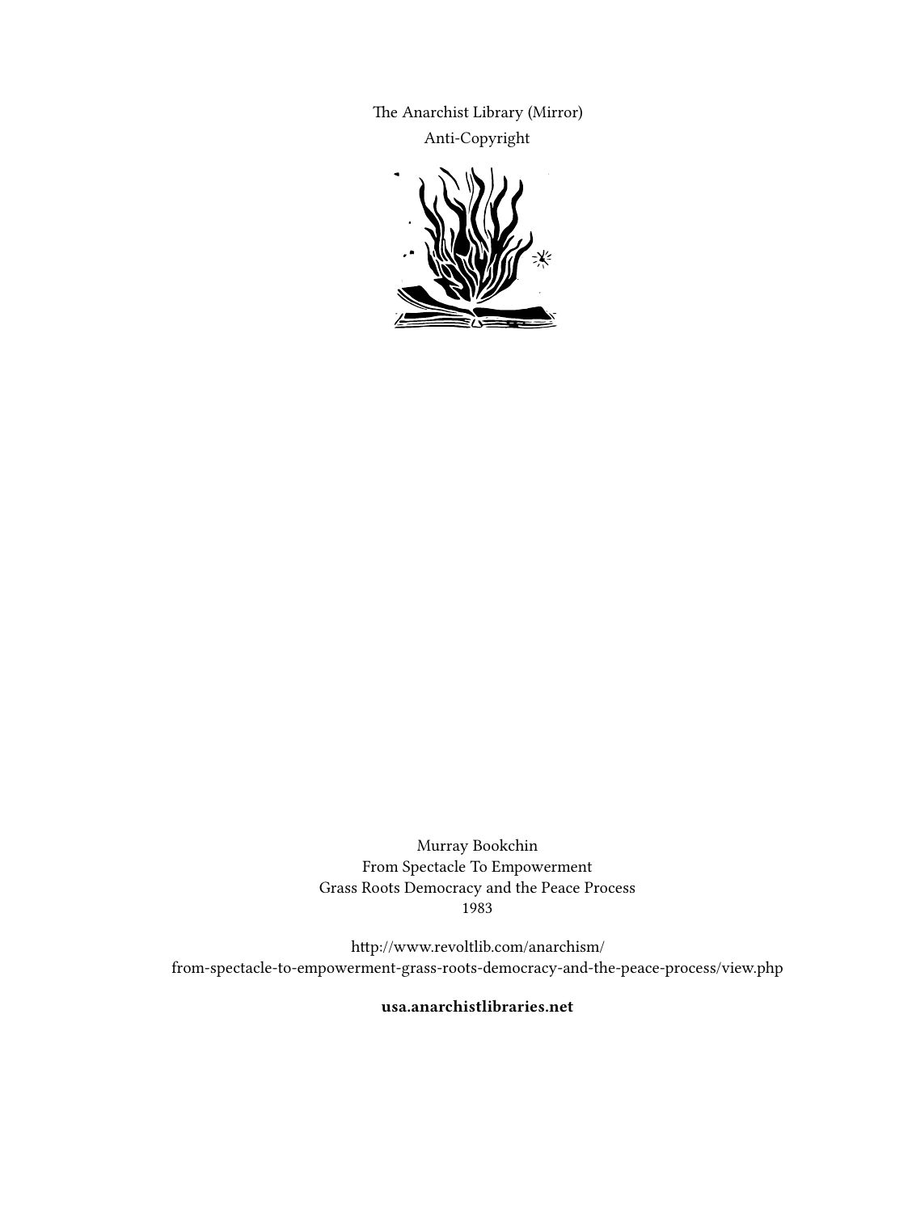The Anarchist Library (Mirror)
Anti-Copyright

Murray Bookchin
From Spectacle To Empowerment
Grass Roots Democracy and the Peace Process
1983

http://www.revoltlib.com/anarchism/from-spectacle-to-empowerment-grass-roots-democracy-and-the-peace-process/view.php

**usa.anarchistlibraries.net**